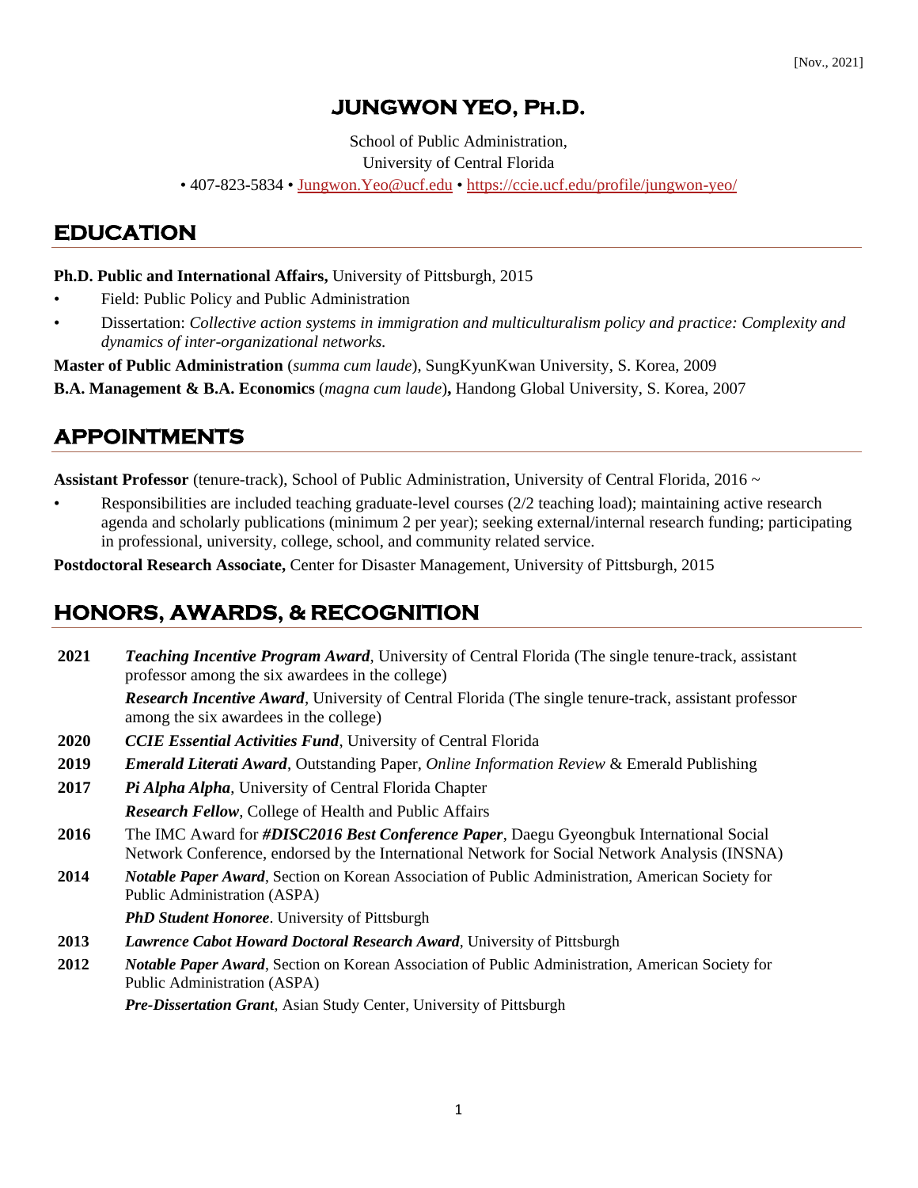[Nov., 2021]

# JUNGWON YEO, Ph.D.

School of Public Administration,
University of Central Florida
• 407-823-5834 • Jungwon.Yeo@ucf.edu • https://ccie.ucf.edu/profile/jungwon-yeo/

## EDUCATION

**Ph.D. Public and International Affairs,** University of Pittsburgh, 2015

- Field: Public Policy and Public Administration
- Dissertation: *Collective action systems in immigration and multiculturalism policy and practice: Complexity and dynamics of inter-organizational networks.*

**Master of Public Administration** (*summa cum laude*), SungKyunKwan University, S. Korea, 2009

**B.A. Management & B.A. Economics** (*magna cum laude*)**,** Handong Global University, S. Korea, 2007

## APPOINTMENTS

**Assistant Professor** (tenure-track), School of Public Administration, University of Central Florida, 2016 ~

- Responsibilities are included teaching graduate-level courses (2/2 teaching load); maintaining active research agenda and scholarly publications (minimum 2 per year); seeking external/internal research funding; participating in professional, university, college, school, and community related service.

**Postdoctoral Research Associate,** Center for Disaster Management, University of Pittsburgh, 2015

## HONORS, AWARDS, & RECOGNITION

**2021** ***Teaching Incentive Program Award***, University of Central Florida (The single tenure-track, assistant professor among the six awardees in the college)

***Research Incentive Award***, University of Central Florida (The single tenure-track, assistant professor among the six awardees in the college)

**2020** ***CCIE Essential Activities Fund***, University of Central Florida

**2019** ***Emerald Literati Award***, Outstanding Paper, *Online Information Review* & Emerald Publishing

**2017** ***Pi Alpha Alpha***, University of Central Florida Chapter

***Research Fellow***, College of Health and Public Affairs

**2016** The IMC Award for ***#DISC2016 Best Conference Paper***, Daegu Gyeongbuk International Social Network Conference, endorsed by the International Network for Social Network Analysis (INSNA)

**2014** ***Notable Paper Award***, Section on Korean Association of Public Administration, American Society for Public Administration (ASPA)

***PhD Student Honoree***. University of Pittsburgh

**2013** ***Lawrence Cabot Howard Doctoral Research Award***, University of Pittsburgh

**2012** ***Notable Paper Award***, Section on Korean Association of Public Administration, American Society for Public Administration (ASPA)

***Pre-Dissertation Grant***, Asian Study Center, University of Pittsburgh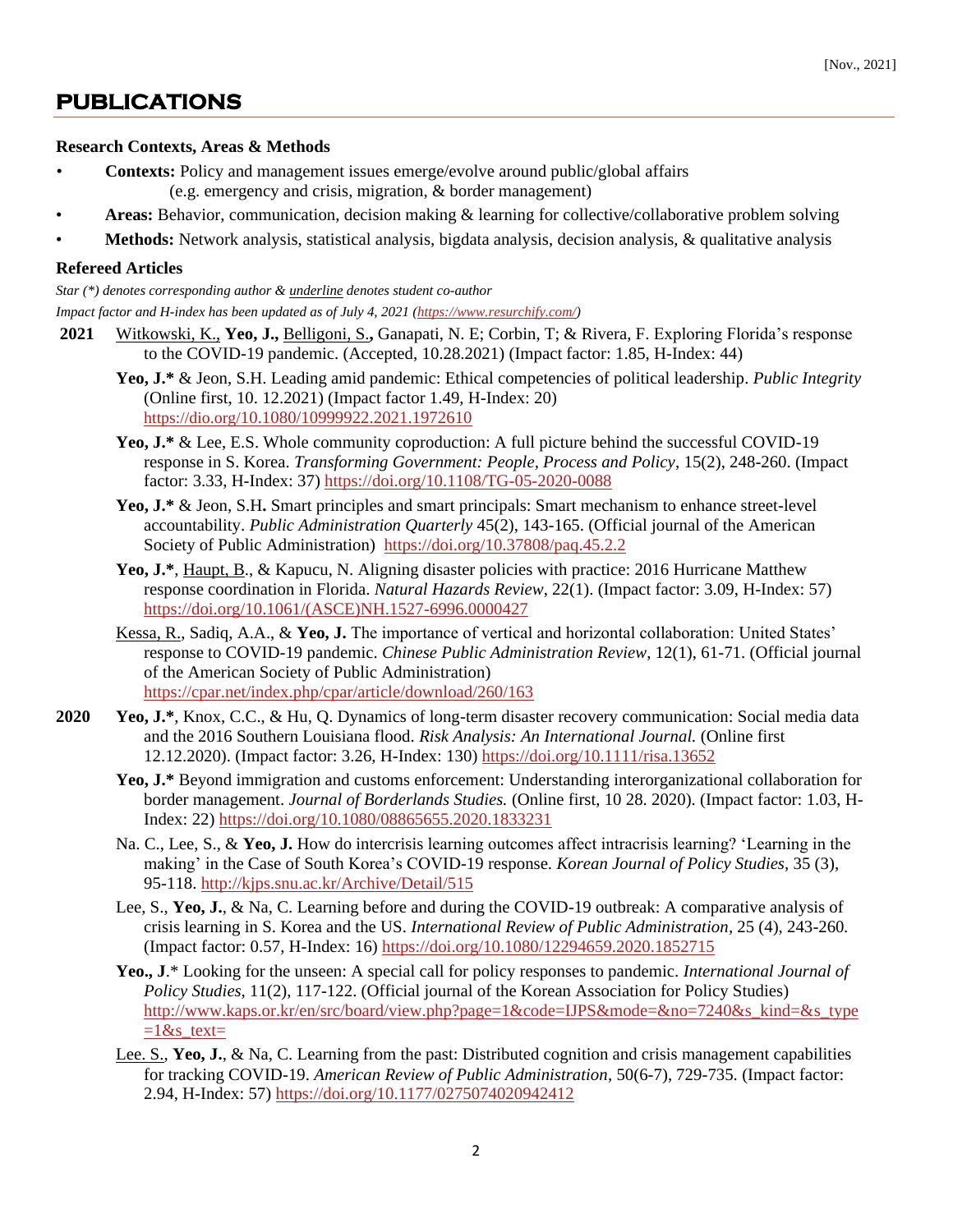[Nov., 2021]

# PUBLICATIONS

### Research Contexts, Areas & Methods

- **Contexts:** Policy and management issues emerge/evolve around public/global affairs (e.g. emergency and crisis, migration, & border management)
- **Areas:** Behavior, communication, decision making & learning for collective/collaborative problem solving
- **Methods:** Network analysis, statistical analysis, bigdata analysis, decision analysis, & qualitative analysis

### Refereed Articles

*Star (*) denotes corresponding author & underline denotes student co-author*

*Impact factor and H-index has been updated as of July 4, 2021 (https://www.resurchify.com/)*

**2021**

Witkowski, K., **Yeo, J.,** Belligoni, S.**,** Ganapati, N. E; Corbin, T; & Rivera, F. Exploring Florida's response to the COVID-19 pandemic. (Accepted, 10.28.2021) (Impact factor: 1.85, H-Index: 44)

**Yeo, J.*** & Jeon, S.H. Leading amid pandemic: Ethical competencies of political leadership. *Public Integrity* (Online first, 10. 12.2021) (Impact factor 1.49, H-Index: 20) https://dio.org/10.1080/10999922.2021.1972610

**Yeo, J.*** & Lee, E.S. Whole community coproduction: A full picture behind the successful COVID-19 response in S. Korea. *Transforming Government: People, Process and Policy*, 15(2), 248-260. (Impact factor: 3.33, H-Index: 37) https://doi.org/10.1108/TG-05-2020-0088

**Yeo, J.*** & Jeon, S.H**.** Smart principles and smart principals: Smart mechanism to enhance street-level accountability. *Public Administration Quarterly* 45(2), 143-165. (Official journal of the American Society of Public Administration) https://doi.org/10.37808/paq.45.2.2

**Yeo, J.***, Haupt, B., & Kapucu, N. Aligning disaster policies with practice: 2016 Hurricane Matthew response coordination in Florida. *Natural Hazards Review*, 22(1). (Impact factor: 3.09, H-Index: 57) https://doi.org/10.1061/(ASCE)NH.1527-6996.0000427

Kessa, R., Sadiq, A.A., & **Yeo, J.** The importance of vertical and horizontal collaboration: United States' response to COVID-19 pandemic. *Chinese Public Administration Review*, 12(1), 61-71. (Official journal of the American Society of Public Administration) https://cpar.net/index.php/cpar/article/download/260/163

**2020**

**Yeo, J.***, Knox, C.C., & Hu, Q. Dynamics of long-term disaster recovery communication: Social media data and the 2016 Southern Louisiana flood. *Risk Analysis: An International Journal.* (Online first 12.12.2020). (Impact factor: 3.26, H-Index: 130) https://doi.org/10.1111/risa.13652

**Yeo, J.*** Beyond immigration and customs enforcement: Understanding interorganizational collaboration for border management. *Journal of Borderlands Studies.* (Online first, 10 28. 2020). (Impact factor: 1.03, H-Index: 22) https://doi.org/10.1080/08865655.2020.1833231

Na. C., Lee, S., & **Yeo, J.** How do intercrisis learning outcomes affect intracrisis learning? 'Learning in the making' in the Case of South Korea's COVID-19 response. *Korean Journal of Policy Studies*, 35 (3), 95-118. http://kjps.snu.ac.kr/Archive/Detail/515

Lee, S., **Yeo, J.**, & Na, C. Learning before and during the COVID-19 outbreak: A comparative analysis of crisis learning in S. Korea and the US. *International Review of Public Administration*, 25 (4), 243-260. (Impact factor: 0.57, H-Index: 16) https://doi.org/10.1080/12294659.2020.1852715

**Yeo., J**.* Looking for the unseen: A special call for policy responses to pandemic. *International Journal of Policy Studies*, 11(2), 117-122. (Official journal of the Korean Association for Policy Studies) http://www.kaps.or.kr/en/src/board/view.php?page=1&code=IJPS&mode=&no=7240&s_kind=&s_type=1&s_text=

Lee. S., **Yeo, J.**, & Na, C. Learning from the past: Distributed cognition and crisis management capabilities for tracking COVID-19. *American Review of Public Administration*, 50(6-7), 729-735. (Impact factor: 2.94, H-Index: 57) https://doi.org/10.1177/0275074020942412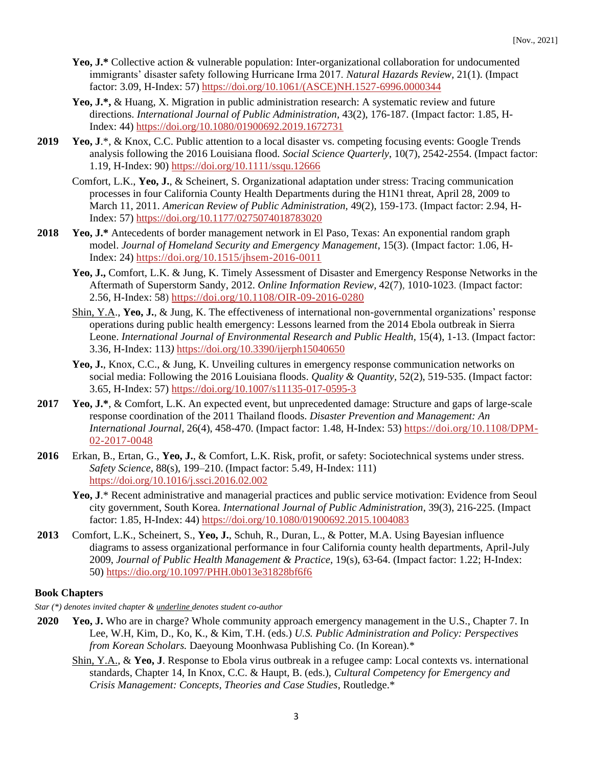**Yeo, J.*** Collective action & vulnerable population: Inter-organizational collaboration for undocumented immigrants' disaster safety following Hurricane Irma 2017. *Natural Hazards Review*, 21(1). (Impact factor: 3.09, H-Index: 57) https://doi.org/10.1061/(ASCE)NH.1527-6996.0000344

**Yeo, J.*,** & Huang, X. Migration in public administration research: A systematic review and future directions. *International Journal of Public Administration*, 43(2), 176-187. (Impact factor: 1.85, H-Index: 44) https://doi.org/10.1080/01900692.2019.1672731

**2019** **Yeo, J**.*, & Knox, C.C. Public attention to a local disaster vs. competing focusing events: Google Trends analysis following the 2016 Louisiana flood. *Social Science Quarterly*, 10(7), 2542-2554. (Impact factor: 1.19, H-Index: 90) https://doi.org/10.1111/ssqu.12666

Comfort, L.K., **Yeo, J.**, & Scheinert, S. Organizational adaptation under stress: Tracing communication processes in four California County Health Departments during the H1N1 threat, April 28, 2009 to March 11, 2011. *American Review of Public Administration,* 49(2), 159-173. (Impact factor: 2.94, H-Index: 57) https://doi.org/10.1177/0275074018783020

**2018** **Yeo, J.*** Antecedents of border management network in El Paso, Texas: An exponential random graph model. *Journal of Homeland Security and Emergency Management*, 15(3). (Impact factor: 1.06, H-Index: 24) https://doi.org/10.1515/jhsem-2016-0011

**Yeo, J.,** Comfort, L.K. & Jung, K. Timely Assessment of Disaster and Emergency Response Networks in the Aftermath of Superstorm Sandy, 2012. *Online Information Review,* 42(7), 1010-1023. (Impact factor: 2.56, H-Index: 58) https://doi.org/10.1108/OIR-09-2016-0280

<u>Shin, Y.A</u>., **Yeo, J.**, & Jung, K. The effectiveness of international non-governmental organizations' response operations during public health emergency: Lessons learned from the 2014 Ebola outbreak in Sierra Leone. *International Journal of Environmental Research and Public Health*, 15(4), 1-13. (Impact factor: 3.36, H-Index: 113*)* https://doi.org/10.3390/ijerph15040650

**Yeo, J.**, Knox, C.C., & Jung, K. Unveiling cultures in emergency response communication networks on social media: Following the 2016 Louisiana floods. *Quality & Quantity,* 52(2), 519-535. (Impact factor: 3.65, H-Index: 57) https://doi.org/10.1007/s11135-017-0595-3

**2017** **Yeo, J.***, & Comfort, L.K. An expected event, but unprecedented damage: Structure and gaps of large-scale response coordination of the 2011 Thailand floods. *Disaster Prevention and Management: An International Journal*, 26(4), 458-470. (Impact factor: 1.48, H-Index: 53) https://doi.org/10.1108/DPM-02-2017-0048

**2016** Erkan, B., Ertan, G., **Yeo, J.**, & Comfort, L.K. Risk, profit, or safety: Sociotechnical systems under stress. *Safety Science*, 88(s), 199–210. (Impact factor: 5.49, H-Index: 111) https://doi.org/10.1016/j.ssci.2016.02.002

**Yeo, J**.* Recent administrative and managerial practices and public service motivation: Evidence from Seoul city government, South Korea. *International Journal of Public Administration*, 39(3), 216-225. (Impact factor: 1.85, H-Index: 44) https://doi.org/10.1080/01900692.2015.1004083

**2013** Comfort, L.K., Scheinert, S., **Yeo, J.**, Schuh, R., Duran, L., & Potter, M.A. Using Bayesian influence diagrams to assess organizational performance in four California county health departments, April-July 2009, *Journal of Public Health Management & Practice,* 19(s), 63-64. (Impact factor: 1.22; H-Index: 50) https://dio.org/10.1097/PHH.0b013e31828bf6f6

### Book Chapters

*Star (*) denotes invited chapter & <u>underline</u> denotes student co-author*

**2020** **Yeo, J.** Who are in charge? Whole community approach emergency management in the U.S., Chapter 7. In Lee, W.H, Kim, D., Ko, K., & Kim, T.H. (eds.) *U.S. Public Administration and Policy: Perspectives from Korean Scholars.* Daeyoung Moonhwasa Publishing Co. (In Korean).*

<u>Shin, Y.A.</u>, & **Yeo, J**. Response to Ebola virus outbreak in a refugee camp: Local contexts vs. international standards, Chapter 14, In Knox, C.C. & Haupt, B. (eds.), *Cultural Competency for Emergency and Crisis Management: Concepts, Theories and Case Studies*, Routledge.*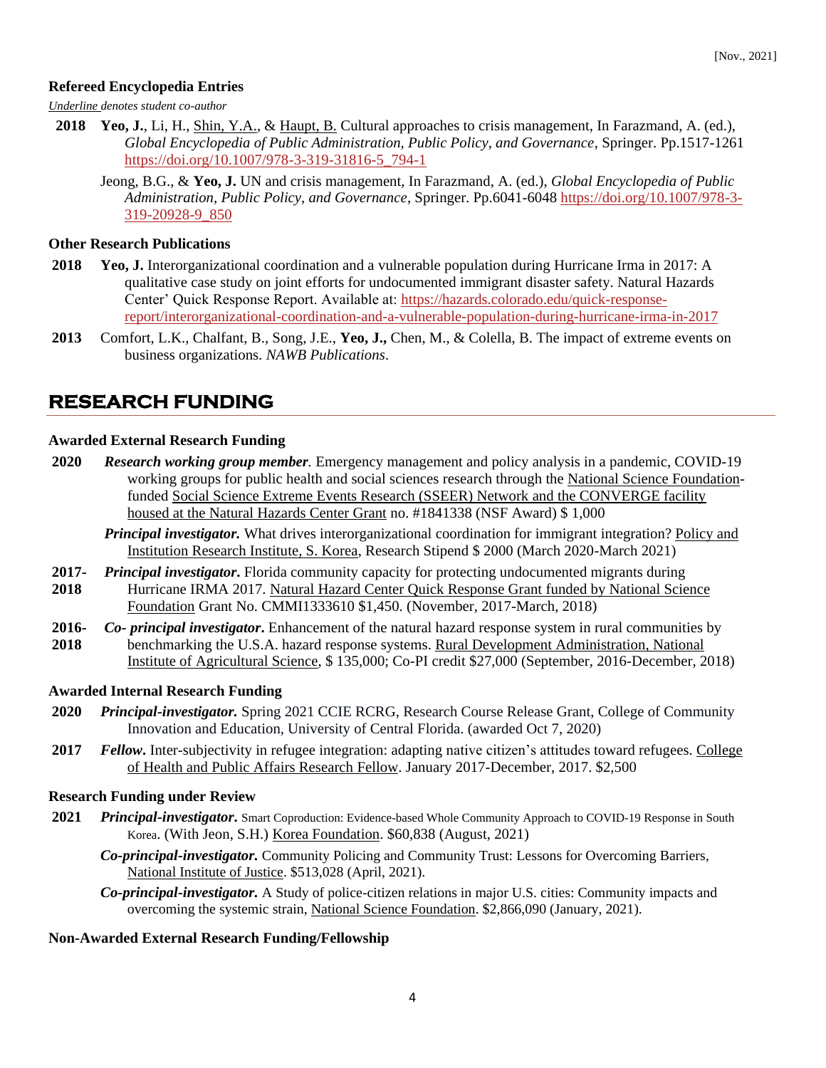#### Refereed Encyclopedia Entries

<u>Underline</u> denotes student co-author

**2018** **Yeo, J.**, Li, H., <u>Shin, Y.A.</u>, & <u>Haupt, B.</u> Cultural approaches to crisis management, In Farazmand, A. (ed.), *Global Encyclopedia of Public Administration, Public Policy, and Governance*, Springer. Pp.1517-1261 https://doi.org/10.1007/978-3-319-31816-5_794-1

Jeong, B.G., & **Yeo, J.** UN and crisis management, In Farazmand, A. (ed.), *Global Encyclopedia of Public Administration, Public Policy, and Governance*, Springer. Pp.6041-6048 https://doi.org/10.1007/978-3-319-20928-9_850

#### Other Research Publications

**2018** **Yeo, J.** Interorganizational coordination and a vulnerable population during Hurricane Irma in 2017: A qualitative case study on joint efforts for undocumented immigrant disaster safety. Natural Hazards Center' Quick Response Report. Available at: https://hazards.colorado.edu/quick-response-report/interorganizational-coordination-and-a-vulnerable-population-during-hurricane-irma-in-2017

**2013** Comfort, L.K., Chalfant, B., Song, J.E., **Yeo, J.,** Chen, M., & Colella, B. The impact of extreme events on business organizations. *NAWB Publications*.

## RESEARCH FUNDING

#### Awarded External Research Funding

**2020** ***Research working group member.*** Emergency management and policy analysis in a pandemic, COVID-19 working groups for public health and social sciences research through the <u>National Science Foundation</u>-funded <u>Social Science Extreme Events Research (SSEER) Network and the CONVERGE facility housed at the Natural Hazards Center Grant</u> no. #1841338 (NSF Award) $ 1,000

***Principal investigator.*** What drives interorganizational coordination for immigrant integration? <u>Policy and Institution Research Institute, S. Korea</u>, Research Stipend $ 2000 (March 2020-March 2021)

**2017-2018** ***Principal investigator*.** Florida community capacity for protecting undocumented migrants during Hurricane IRMA 2017. <u>Natural Hazard Center Quick Response Grant funded by National Science Foundation</u> Grant No. CMMI1333610 $1,450. (November, 2017-March, 2018)

**2016-2018** ***Co- principal investigator*.** Enhancement of the natural hazard response system in rural communities by benchmarking the U.S.A. hazard response systems. <u>Rural Development Administration, National Institute of Agricultural Science</u>, $ 135,000; Co-PI credit $27,000 (September, 2016-December, 2018)

#### Awarded Internal Research Funding

**2020** ***Principal-investigator.*** Spring 2021 CCIE RCRG, Research Course Release Grant, College of Community Innovation and Education, University of Central Florida. (awarded Oct 7, 2020)

**2017** ***Fellow*.** Inter-subjectivity in refugee integration: adapting native citizen's attitudes toward refugees. <u>College of Health and Public Affairs Research Fellow</u>. January 2017-December, 2017. $2,500

#### Research Funding under Review

**2021** ***Principal-investigator*.** Smart Coproduction: Evidence-based Whole Community Approach to COVID-19 Response in South Korea. (With Jeon, S.H.) <u>Korea Foundation</u>. $60,838 (August, 2021)

***Co-principal-investigator.*** Community Policing and Community Trust: Lessons for Overcoming Barriers, <u>National Institute of Justice</u>. $513,028 (April, 2021).

***Co-principal-investigator.*** A Study of police-citizen relations in major U.S. cities: Community impacts and overcoming the systemic strain, <u>National Science Foundation</u>. $2,866,090 (January, 2021).

#### Non-Awarded External Research Funding/Fellowship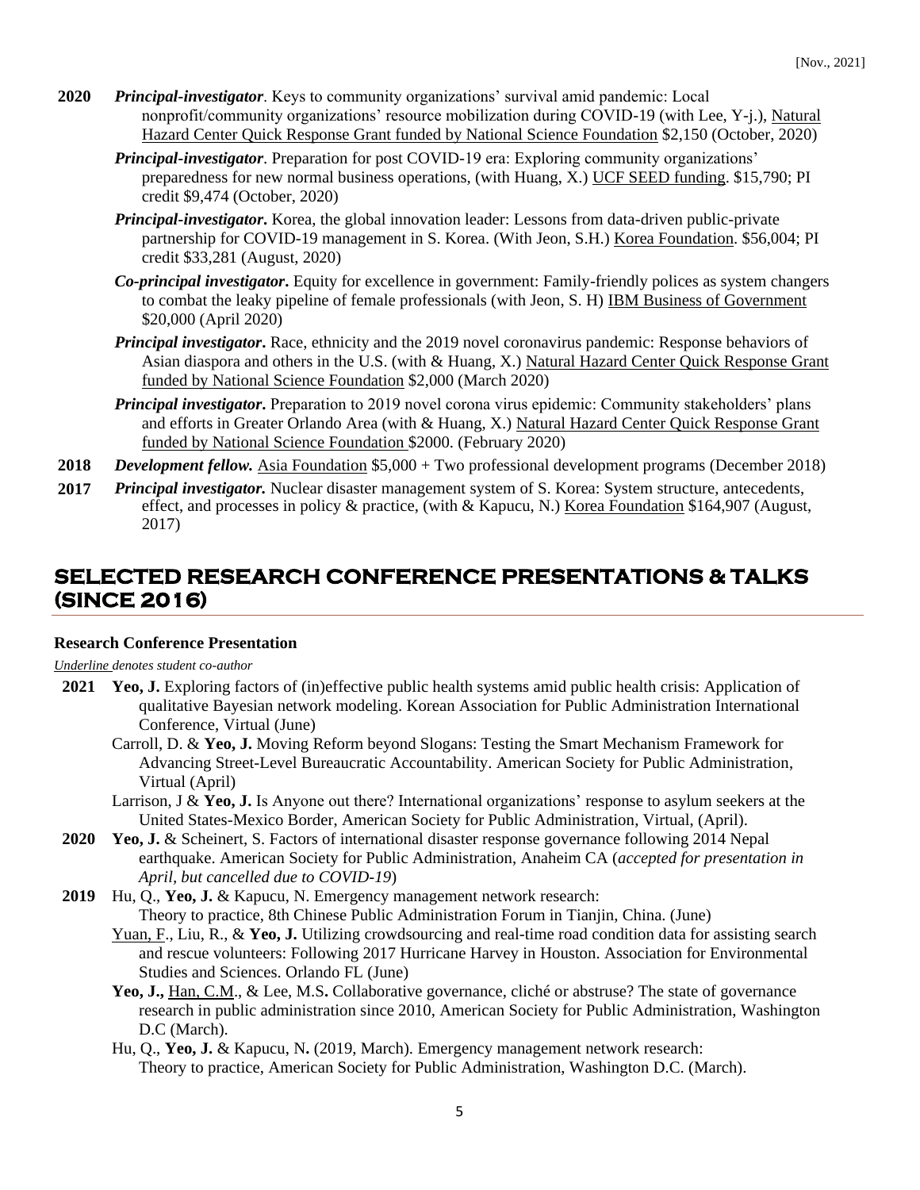**2020** ***Principal-investigator***. Keys to community organizations' survival amid pandemic: Local nonprofit/community organizations' resource mobilization during COVID-19 (with Lee, Y-j.), Natural Hazard Center Quick Response Grant funded by National Science Foundation $2,150 (October, 2020)

***Principal-investigator***. Preparation for post COVID-19 era: Exploring community organizations' preparedness for new normal business operations, (with Huang, X.) UCF SEED funding. $15,790; PI credit $9,474 (October, 2020)

***Principal-investigator***. Korea, the global innovation leader: Lessons from data-driven public-private partnership for COVID-19 management in S. Korea. (With Jeon, S.H.) Korea Foundation. $56,004; PI credit $33,281 (August, 2020)

***Co-principal investigator***. Equity for excellence in government: Family-friendly polices as system changers to combat the leaky pipeline of female professionals (with Jeon, S. H) IBM Business of Government $20,000 (April 2020)

***Principal investigator***. Race, ethnicity and the 2019 novel coronavirus pandemic: Response behaviors of Asian diaspora and others in the U.S. (with & Huang, X.) Natural Hazard Center Quick Response Grant funded by National Science Foundation $2,000 (March 2020)

***Principal investigator***. Preparation to 2019 novel corona virus epidemic: Community stakeholders' plans and efforts in Greater Orlando Area (with & Huang, X.) Natural Hazard Center Quick Response Grant funded by National Science Foundation $2000. (February 2020)

**2018** ***Development fellow.*** Asia Foundation $5,000 + Two professional development programs (December 2018)

**2017** ***Principal investigator.*** Nuclear disaster management system of S. Korea: System structure, antecedents, effect, and processes in policy & practice, (with & Kapucu, N.) Korea Foundation $164,907 (August, 2017)

# SELECTED RESEARCH CONFERENCE PRESENTATIONS & TALKS (SINCE 2016)

### Research Conference Presentation

*Underline denotes student co-author*

**2021** **Yeo, J.** Exploring factors of (in)effective public health systems amid public health crisis: Application of qualitative Bayesian network modeling. Korean Association for Public Administration International Conference, Virtual (June)

Carroll, D. & **Yeo, J.** Moving Reform beyond Slogans: Testing the Smart Mechanism Framework for Advancing Street-Level Bureaucratic Accountability. American Society for Public Administration, Virtual (April)

Larrison, J & **Yeo, J.** Is Anyone out there? International organizations' response to asylum seekers at the United States-Mexico Border, American Society for Public Administration, Virtual, (April).

**2020** **Yeo, J.** & Scheinert, S. Factors of international disaster response governance following 2014 Nepal earthquake. American Society for Public Administration, Anaheim CA (*accepted for presentation in April, but cancelled due to COVID-19*)

**2019** Hu, Q., **Yeo, J.** & Kapucu, N. Emergency management network research: Theory to practice, 8th Chinese Public Administration Forum in Tianjin, China. (June)

Yuan, F., Liu, R., & **Yeo, J.** Utilizing crowdsourcing and real-time road condition data for assisting search and rescue volunteers: Following 2017 Hurricane Harvey in Houston. Association for Environmental Studies and Sciences. Orlando FL (June)

**Yeo, J.,** Han, C.M., & Lee, M.S**.** Collaborative governance, cliché or abstruse? The state of governance research in public administration since 2010, American Society for Public Administration, Washington D.C (March).

Hu, Q., **Yeo, J.** & Kapucu, N**.** (2019, March). Emergency management network research: Theory to practice, American Society for Public Administration, Washington D.C. (March).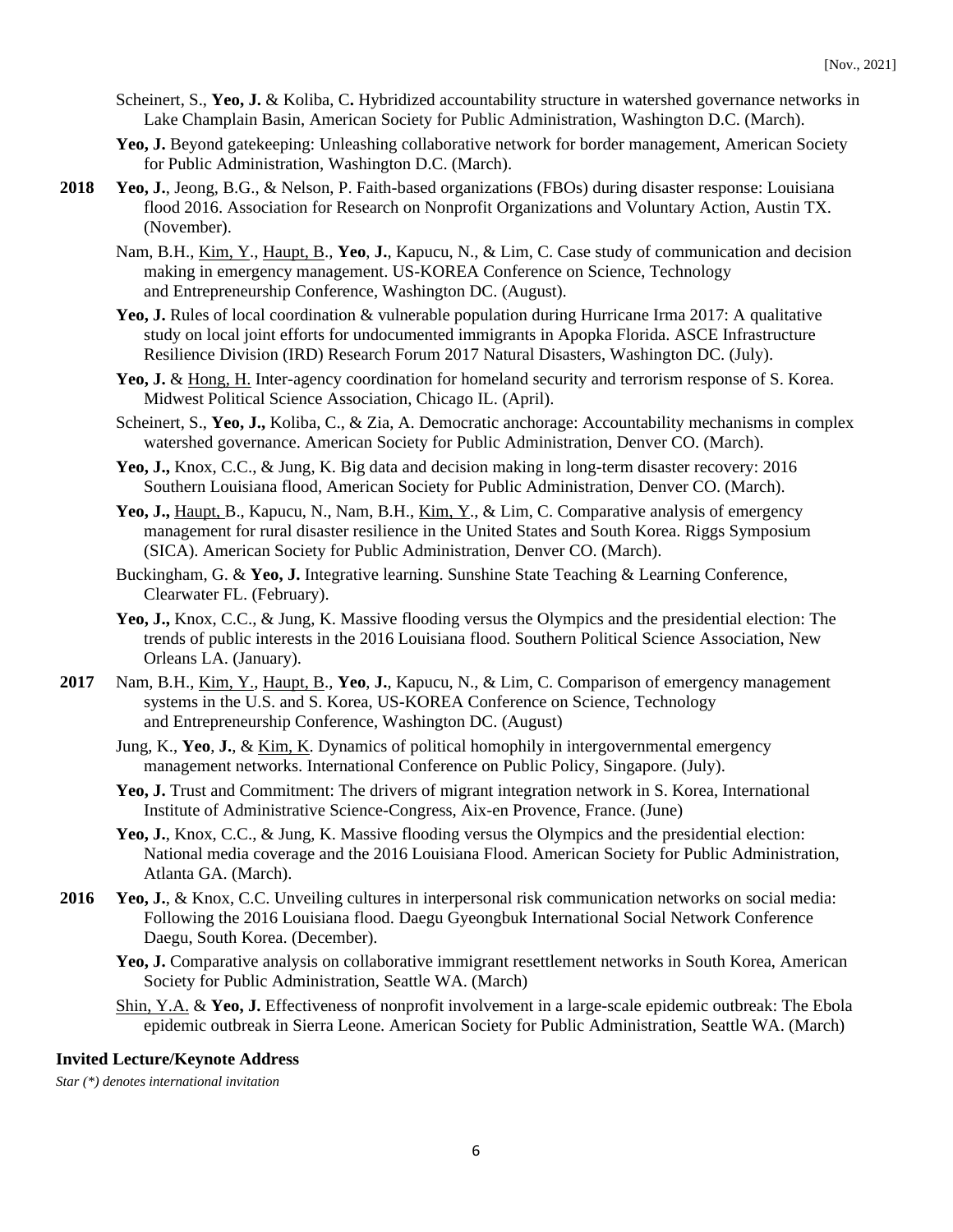Scheinert, S., **Yeo, J.** & Koliba, C**.** Hybridized accountability structure in watershed governance networks in Lake Champlain Basin, American Society for Public Administration, Washington D.C. (March).

**Yeo, J.** Beyond gatekeeping: Unleashing collaborative network for border management, American Society for Public Administration, Washington D.C. (March).

**2018** **Yeo, J.**, Jeong, B.G., & Nelson, P. Faith-based organizations (FBOs) during disaster response: Louisiana flood 2016. Association for Research on Nonprofit Organizations and Voluntary Action, Austin TX. (November).

Nam, B.H., Kim, Y., Haupt, B., **Yeo**, **J.**, Kapucu, N., & Lim, C. Case study of communication and decision making in emergency management. US-KOREA Conference on Science, Technology and Entrepreneurship Conference, Washington DC. (August).

**Yeo, J.** Rules of local coordination & vulnerable population during Hurricane Irma 2017: A qualitative study on local joint efforts for undocumented immigrants in Apopka Florida. ASCE Infrastructure Resilience Division (IRD) Research Forum 2017 Natural Disasters, Washington DC. (July).

**Yeo, J.** & Hong, H. Inter-agency coordination for homeland security and terrorism response of S. Korea. Midwest Political Science Association, Chicago IL. (April).

Scheinert, S., **Yeo, J.,** Koliba, C., & Zia, A. Democratic anchorage: Accountability mechanisms in complex watershed governance. American Society for Public Administration, Denver CO. (March).

**Yeo, J.,** Knox, C.C., & Jung, K. Big data and decision making in long-term disaster recovery: 2016 Southern Louisiana flood, American Society for Public Administration, Denver CO. (March).

**Yeo, J.,** Haupt, B., Kapucu, N., Nam, B.H., Kim, Y., & Lim, C. Comparative analysis of emergency management for rural disaster resilience in the United States and South Korea. Riggs Symposium (SICA). American Society for Public Administration, Denver CO. (March).

Buckingham, G. & **Yeo, J.** Integrative learning. Sunshine State Teaching & Learning Conference, Clearwater FL. (February).

**Yeo, J.,** Knox, C.C., & Jung, K. Massive flooding versus the Olympics and the presidential election: The trends of public interests in the 2016 Louisiana flood. Southern Political Science Association, New Orleans LA. (January).

**2017** Nam, B.H., Kim, Y., Haupt, B., **Yeo**, **J.**, Kapucu, N., & Lim, C. Comparison of emergency management systems in the U.S. and S. Korea, US-KOREA Conference on Science, Technology and Entrepreneurship Conference, Washington DC. (August)

Jung, K., **Yeo**, **J.**, & Kim, K. Dynamics of political homophily in intergovernmental emergency management networks. International Conference on Public Policy, Singapore. (July).

**Yeo, J.** Trust and Commitment: The drivers of migrant integration network in S. Korea, International Institute of Administrative Science-Congress, Aix-en Provence, France. (June)

**Yeo, J.**, Knox, C.C., & Jung, K. Massive flooding versus the Olympics and the presidential election: National media coverage and the 2016 Louisiana Flood. American Society for Public Administration, Atlanta GA. (March).

**2016** **Yeo, J.**, & Knox, C.C. Unveiling cultures in interpersonal risk communication networks on social media: Following the 2016 Louisiana flood. Daegu Gyeongbuk International Social Network Conference Daegu, South Korea. (December).

**Yeo, J.** Comparative analysis on collaborative immigrant resettlement networks in South Korea, American Society for Public Administration, Seattle WA. (March)

Shin, Y.A. & **Yeo, J.** Effectiveness of nonprofit involvement in a large-scale epidemic outbreak: The Ebola epidemic outbreak in Sierra Leone. American Society for Public Administration, Seattle WA. (March)

### Invited Lecture/Keynote Address

*Star (*) denotes international invitation*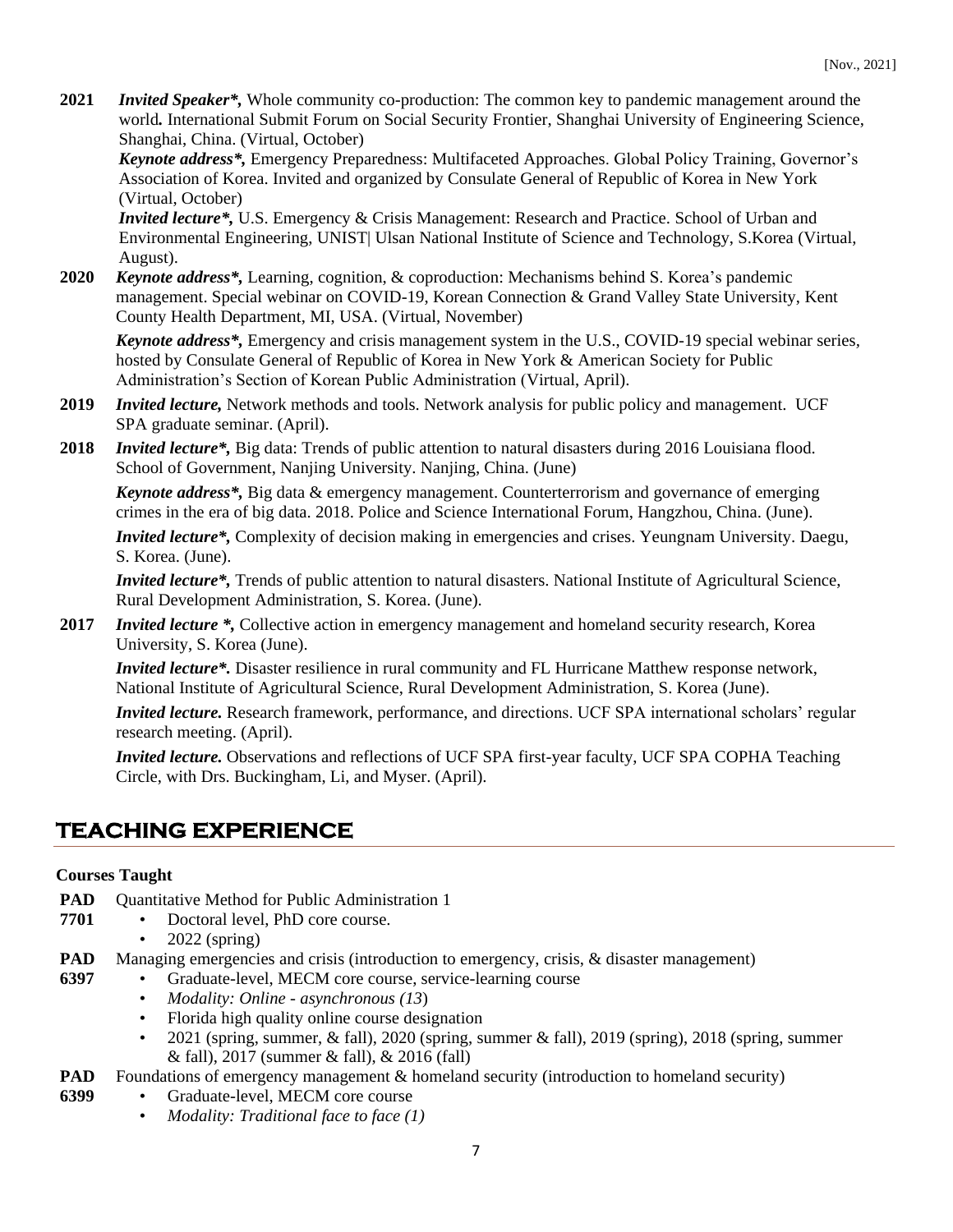**2021** ***Invited Speaker\*,*** Whole community co-production: The common key to pandemic management around the world. International Submit Forum on Social Security Frontier, Shanghai University of Engineering Science, Shanghai, China. (Virtual, October)

***Keynote address\*,*** Emergency Preparedness: Multifaceted Approaches. Global Policy Training, Governor's Association of Korea. Invited and organized by Consulate General of Republic of Korea in New York (Virtual, October)

***Invited lecture\*,*** U.S. Emergency & Crisis Management: Research and Practice. School of Urban and Environmental Engineering, UNIST| Ulsan National Institute of Science and Technology, S.Korea (Virtual, August).

**2020** ***Keynote address\*,*** Learning, cognition, & coproduction: Mechanisms behind S. Korea's pandemic management. Special webinar on COVID-19, Korean Connection & Grand Valley State University, Kent County Health Department, MI, USA. (Virtual, November)

***Keynote address\*,*** Emergency and crisis management system in the U.S., COVID-19 special webinar series, hosted by Consulate General of Republic of Korea in New York & American Society for Public Administration's Section of Korean Public Administration (Virtual, April).

**2019** ***Invited lecture,*** Network methods and tools. Network analysis for public policy and management. UCF SPA graduate seminar. (April).

**2018** ***Invited lecture\*,*** Big data: Trends of public attention to natural disasters during 2016 Louisiana flood. School of Government, Nanjing University. Nanjing, China. (June)

***Keynote address\*,*** Big data & emergency management. Counterterrorism and governance of emerging crimes in the era of big data. 2018. Police and Science International Forum, Hangzhou, China. (June).

***Invited lecture\*,*** Complexity of decision making in emergencies and crises. Yeungnam University. Daegu, S. Korea. (June).

***Invited lecture\*,*** Trends of public attention to natural disasters. National Institute of Agricultural Science, Rural Development Administration, S. Korea. (June).

**2017** ***Invited lecture \*,*** Collective action in emergency management and homeland security research, Korea University, S. Korea (June).

***Invited lecture\*.*** Disaster resilience in rural community and FL Hurricane Matthew response network, National Institute of Agricultural Science, Rural Development Administration, S. Korea (June).

***Invited lecture.*** Research framework, performance, and directions. UCF SPA international scholars' regular research meeting. (April).

***Invited lecture.*** Observations and reflections of UCF SPA first-year faculty, UCF SPA COPHA Teaching Circle, with Drs. Buckingham, Li, and Myser. (April).

## TEACHING EXPERIENCE

**Courses Taught**

**PAD 7701** Quantitative Method for Public Administration 1
- Doctoral level, PhD core course.
- 2022 (spring)

**PAD 6397** Managing emergencies and crisis (introduction to emergency, crisis, & disaster management)
- Graduate-level, MECM core course, service-learning course
- *Modality: Online - asynchronous (13)*
- Florida high quality online course designation
- 2021 (spring, summer, & fall), 2020 (spring, summer & fall), 2019 (spring), 2018 (spring, summer & fall), 2017 (summer & fall), & 2016 (fall)

**PAD 6399** Foundations of emergency management & homeland security (introduction to homeland security)
- Graduate-level, MECM core course
- *Modality: Traditional face to face (1)*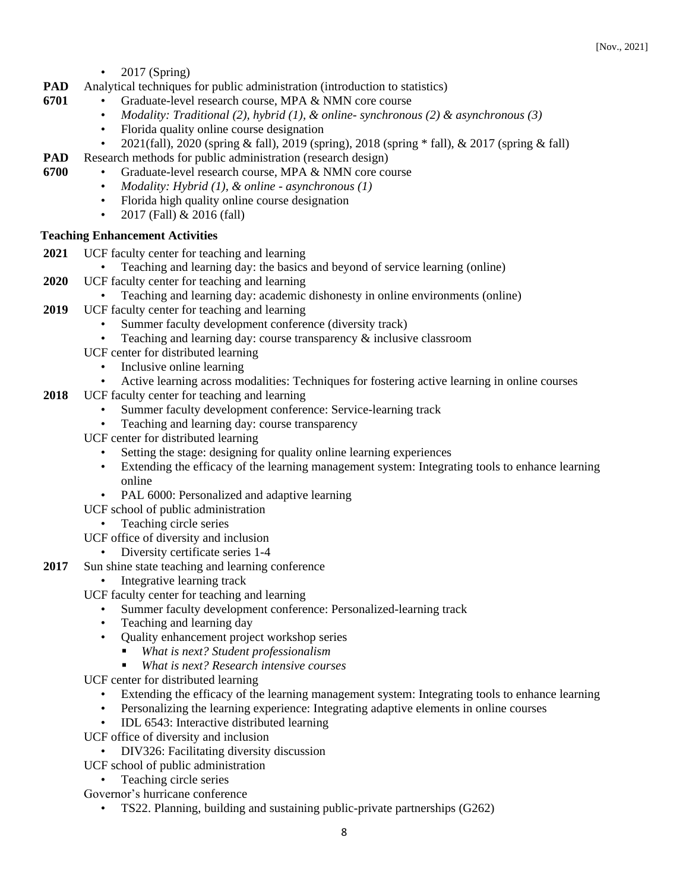- 2017 (Spring)

**PAD 6701** Analytical techniques for public administration (introduction to statistics)
- Graduate-level research course, MPA & NMN core course
- *Modality: Traditional (2), hybrid (1), & online- synchronous (2) & asynchronous (3)*
- Florida quality online course designation
- 2021(fall), 2020 (spring & fall), 2019 (spring), 2018 (spring * fall), & 2017 (spring & fall)

**PAD 6700** Research methods for public administration (research design)
- Graduate-level research course, MPA & NMN core course
- *Modality: Hybrid (1), & online - asynchronous (1)*
- Florida high quality online course designation
- 2017 (Fall) & 2016 (fall)

### Teaching Enhancement Activities

**2021** UCF faculty center for teaching and learning
- Teaching and learning day: the basics and beyond of service learning (online)

**2020** UCF faculty center for teaching and learning
- Teaching and learning day: academic dishonesty in online environments (online)

**2019** UCF faculty center for teaching and learning
- Summer faculty development conference (diversity track)
- Teaching and learning day: course transparency & inclusive classroom

UCF center for distributed learning
- Inclusive online learning
- Active learning across modalities: Techniques for fostering active learning in online courses

**2018** UCF faculty center for teaching and learning
- Summer faculty development conference: Service-learning track
- Teaching and learning day: course transparency

UCF center for distributed learning
- Setting the stage: designing for quality online learning experiences
- Extending the efficacy of the learning management system: Integrating tools to enhance learning online
- PAL 6000: Personalized and adaptive learning

UCF school of public administration
- Teaching circle series

UCF office of diversity and inclusion
- Diversity certificate series 1-4

**2017** Sun shine state teaching and learning conference
- Integrative learning track

UCF faculty center for teaching and learning
- Summer faculty development conference: Personalized-learning track
- Teaching and learning day
- Quality enhancement project workshop series
  - *What is next? Student professionalism*
  - *What is next? Research intensive courses*

UCF center for distributed learning
- Extending the efficacy of the learning management system: Integrating tools to enhance learning
- Personalizing the learning experience: Integrating adaptive elements in online courses
- IDL 6543: Interactive distributed learning

UCF office of diversity and inclusion
- DIV326: Facilitating diversity discussion

UCF school of public administration
- Teaching circle series

Governor's hurricane conference
- TS22. Planning, building and sustaining public-private partnerships (G262)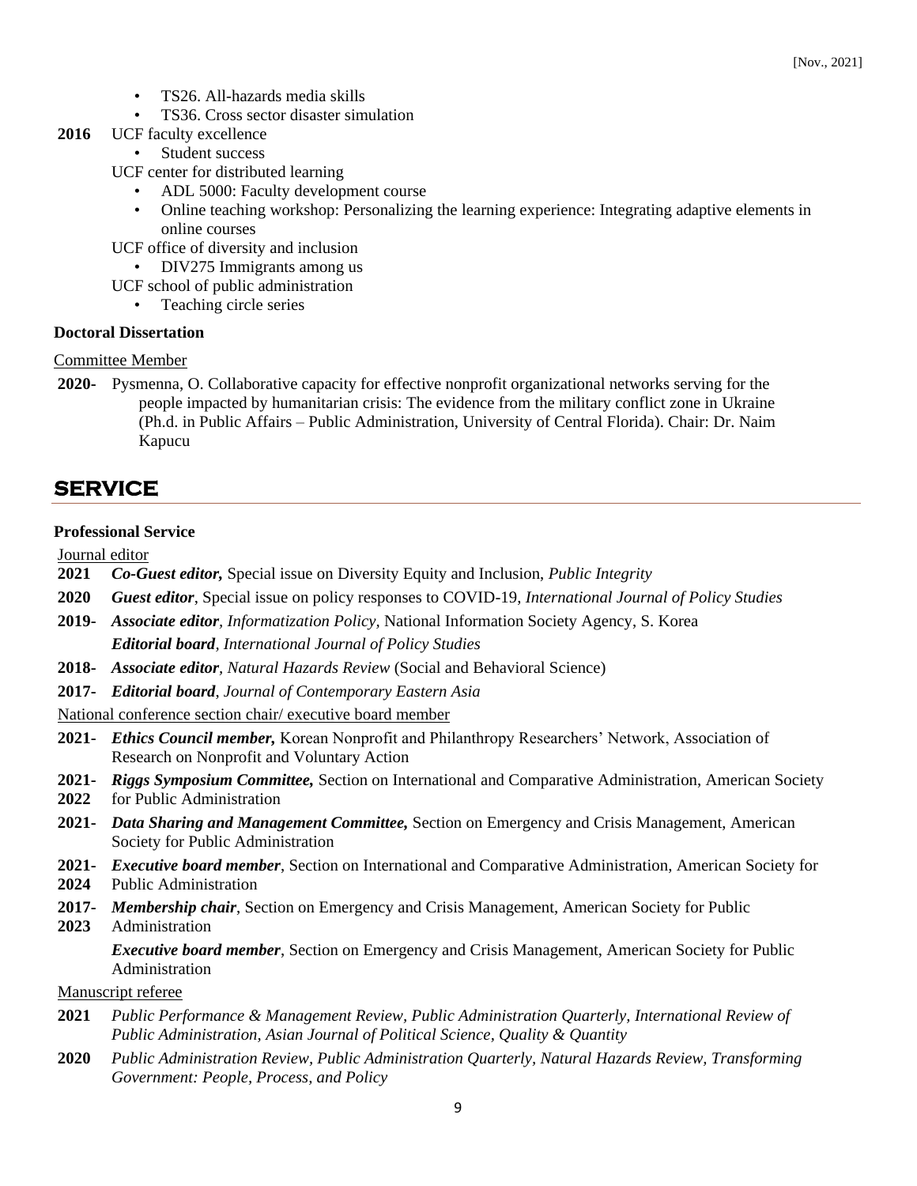- TS26. All-hazards media skills
- TS36. Cross sector disaster simulation

**2016** UCF faculty excellence

- Student success

UCF center for distributed learning

- ADL 5000: Faculty development course
- Online teaching workshop: Personalizing the learning experience: Integrating adaptive elements in online courses

UCF office of diversity and inclusion

- DIV275 Immigrants among us

UCF school of public administration

- Teaching circle series

**Doctoral Dissertation**

Committee Member

**2020-** Pysmenna, O. Collaborative capacity for effective nonprofit organizational networks serving for the people impacted by humanitarian crisis: The evidence from the military conflict zone in Ukraine (Ph.d. in Public Affairs – Public Administration, University of Central Florida). Chair: Dr. Naim Kapucu

## SERVICE

**Professional Service**

Journal editor

**2021** ***Co-Guest editor,*** Special issue on Diversity Equity and Inclusion, *Public Integrity*

**2020** ***Guest editor***, Special issue on policy responses to COVID-19, *International Journal of Policy Studies*

**2019-** ***Associate editor***, *Informatization Policy*, National Information Society Agency, S. Korea
***Editorial board***, *International Journal of Policy Studies*

**2018-** ***Associate editor***, *Natural Hazards Review* (Social and Behavioral Science)

**2017-** ***Editorial board***, *Journal of Contemporary Eastern Asia*

National conference section chair/ executive board member

**2021-** ***Ethics Council member,*** Korean Nonprofit and Philanthropy Researchers' Network, Association of Research on Nonprofit and Voluntary Action

**2021-2022** ***Riggs Symposium Committee,*** Section on International and Comparative Administration, American Society for Public Administration

**2021-** ***Data Sharing and Management Committee,*** Section on Emergency and Crisis Management, American Society for Public Administration

**2021-2024** ***Executive board member***, Section on International and Comparative Administration, American Society for Public Administration

**2017-2023** ***Membership chair***, Section on Emergency and Crisis Management, American Society for Public Administration
***Executive board member***, Section on Emergency and Crisis Management, American Society for Public Administration

Manuscript referee

**2021** *Public Performance & Management Review, Public Administration Quarterly, International Review of Public Administration, Asian Journal of Political Science, Quality & Quantity*

**2020** *Public Administration Review, Public Administration Quarterly, Natural Hazards Review, Transforming Government: People, Process, and Policy*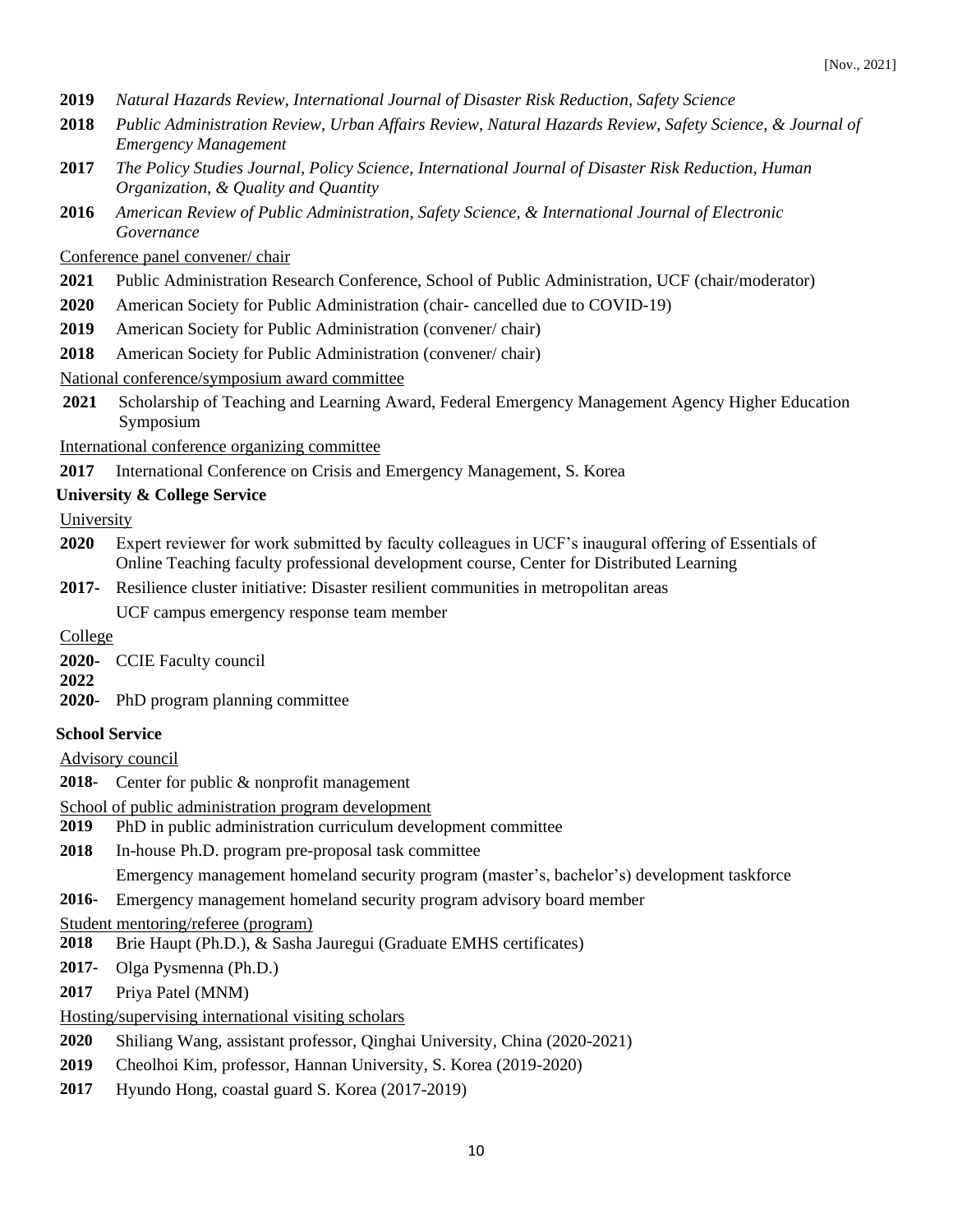**2019** *Natural Hazards Review, International Journal of Disaster Risk Reduction, Safety Science*

**2018** *Public Administration Review, Urban Affairs Review, Natural Hazards Review, Safety Science, & Journal of Emergency Management*

**2017** *The Policy Studies Journal, Policy Science, International Journal of Disaster Risk Reduction, Human Organization, & Quality and Quantity*

**2016** *American Review of Public Administration, Safety Science, & International Journal of Electronic Governance*

<u>Conference panel convener/ chair</u>

**2021** Public Administration Research Conference, School of Public Administration, UCF (chair/moderator)

**2020** American Society for Public Administration (chair- cancelled due to COVID-19)

**2019** American Society for Public Administration (convener/ chair)

**2018** American Society for Public Administration (convener/ chair)

<u>National conference/symposium award committee</u>

**2021** Scholarship of Teaching and Learning Award, Federal Emergency Management Agency Higher Education Symposium

<u>International conference organizing committee</u>

**2017** International Conference on Crisis and Emergency Management, S. Korea

**University & College Service**

<u>University</u>

**2020** Expert reviewer for work submitted by faculty colleagues in UCF's inaugural offering of Essentials of Online Teaching faculty professional development course, Center for Distributed Learning

**2017-** Resilience cluster initiative: Disaster resilient communities in metropolitan areas

UCF campus emergency response team member

<u>College</u>

**2020-2022** CCIE Faculty council

**2020-** PhD program planning committee

**School Service**

<u>Advisory council</u>

**2018-** Center for public & nonprofit management

<u>School of public administration program development</u>

**2019** PhD in public administration curriculum development committee

**2018** In-house Ph.D. program pre-proposal task committee

Emergency management homeland security program (master's, bachelor's) development taskforce

**2016-** Emergency management homeland security program advisory board member

<u>Student mentoring/referee (program)</u>

**2018** Brie Haupt (Ph.D.), & Sasha Jauregui (Graduate EMHS certificates)

**2017-** Olga Pysmenna (Ph.D.)

**2017** Priya Patel (MNM)

<u>Hosting/supervising international visiting scholars</u>

**2020** Shiliang Wang, assistant professor, Qinghai University, China (2020-2021)

**2019** Cheolhoi Kim, professor, Hannan University, S. Korea (2019-2020)

**2017** Hyundo Hong, coastal guard S. Korea (2017-2019)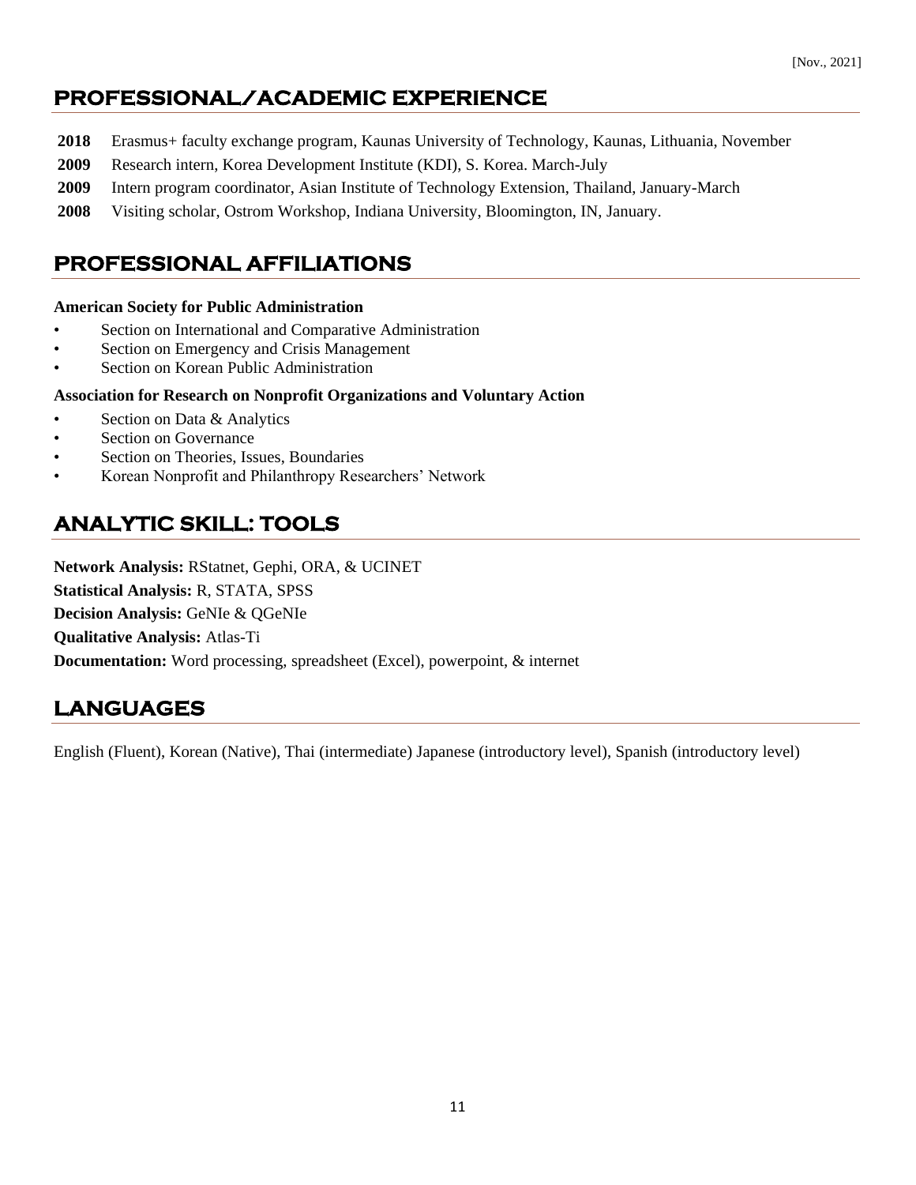## PROFESSIONAL/ACADEMIC EXPERIENCE

**2018** Erasmus+ faculty exchange program, Kaunas University of Technology, Kaunas, Lithuania, November

**2009** Research intern, Korea Development Institute (KDI), S. Korea. March-July

**2009** Intern program coordinator, Asian Institute of Technology Extension, Thailand, January-March

**2008** Visiting scholar, Ostrom Workshop, Indiana University, Bloomington, IN, January.

## PROFESSIONAL AFFILIATIONS

**American Society for Public Administration**

- Section on International and Comparative Administration
- Section on Emergency and Crisis Management
- Section on Korean Public Administration

**Association for Research on Nonprofit Organizations and Voluntary Action**

- Section on Data & Analytics
- Section on Governance
- Section on Theories, Issues, Boundaries
- Korean Nonprofit and Philanthropy Researchers' Network

## ANALYTIC SKILL: TOOLS

**Network Analysis:** RStatnet, Gephi, ORA, & UCINET

**Statistical Analysis:** R, STATA, SPSS

**Decision Analysis:** GeNIe & QGeNIe

**Qualitative Analysis:** Atlas-Ti

**Documentation:** Word processing, spreadsheet (Excel), powerpoint, & internet

## LANGUAGES

English (Fluent), Korean (Native), Thai (intermediate) Japanese (introductory level), Spanish (introductory level)